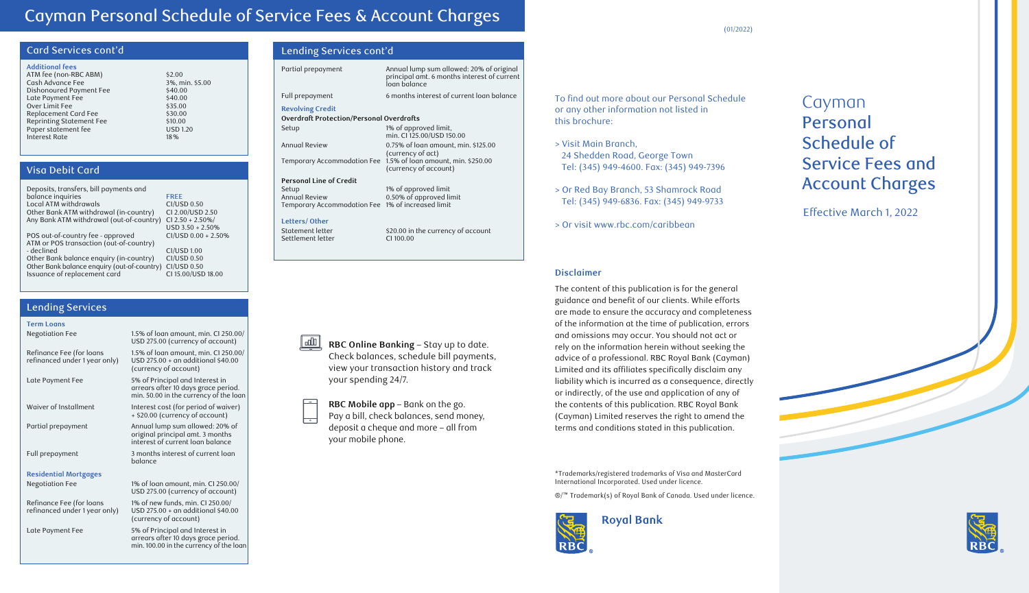# Cayman Personal Schedule of Service Fees & Account Charges

## Card Services cont'd

**Additional fees**

| Fee | Amount |
|---|---|
| ATM fee (non-RBC ABM) | $2.00 |
| Cash Advance Fee | 3%, min. $5.00 |
| Dishonoured Payment Fee | $40.00 |
| Late Payment Fee | $40.00 |
| Over Limit Fee | $35.00 |
| Replacement Card Fee | $30.00 |
| Reprinting Statement Fee | $10.00 |
| Paper statement fee | USD 1.20 |
| Interest Rate | 18% |

## Visa Debit Card

| Service | Fee |
|---|---|
| Deposits, transfers, bill payments and balance inquiries | FREE |
| Local ATM withdrawals | CI/USD 0.50 |
| Other Bank ATM withdrawal (in-country) | CI 2.00/USD 2.50 |
| Any Bank ATM withdrawal (out-of-country) | CI 2.50 + 2.50%/ USD 3.50 + 2.50% |
| POS out-of-country fee - approved | CI/USD 0.00 + 2.50% |
| ATM or POS transaction (out-of-country) - declined | CI/USD 1.00 |
| Other Bank balance enquiry (in-country) | CI/USD 0.50 |
| Other Bank balance enquiry (out-of-country) | CI/USD 0.50 |
| Issuance of replacement card | CI 15.00/USD 18.00 |

## Lending Services

**Term Loans**

| Service | Fee |
|---|---|
| Negotiation Fee | 1.5% of loan amount, min. CI 250.00/ USD 275.00 (currency of account) |
| Refinance Fee (for loans refinanced under 1 year only) | 1.5% of loan amount, min. CI 250.00/ USD 275.00 + an additional $40.00 (currency of account) |
| Late Payment Fee | 5% of Principal and Interest in arrears after 10 days grace period. min. 50.00 in the currency of the loan |
| Waiver of Installment | Interest cost (for period of waiver) + $20.00 (currency of account) |
| Partial prepayment | Annual lump sum allowed: 20% of original principal amt. 3 months interest of current loan balance |
| Full prepayment | 3 months interest of current loan balance |

**Residential Mortgages**

| Service | Fee |
|---|---|
| Negotiation Fee | 1% of loan amount, min. CI 250.00/ USD 275.00 (currency of account) |
| Refinance Fee (for loans refinanced under 1 year only) | 1% of new funds, min. CI 250.00/ USD 275.00 + an additional $40.00 (currency of account) |
| Late Payment Fee | 5% of Principal and Interest in arrears after 10 days grace period. min. 100.00 in the currency of the loan |

## Lending Services cont'd

| Service | Fee |
|---|---|
| Partial prepayment | Annual lump sum allowed: 20% of original principal amt. 6 months interest of current loan balance |
| Full prepayment | 6 months interest of current loan balance |

**Revolving Credit**

**Overdraft Protection/Personal Overdrafts**

| Service | Fee |
|---|---|
| Setup | 1% of approved limit, min. CI 125.00/USD 150.00 |
| Annual Review | 0.75% of loan amount, min. $125.00 (currency of act) |
| Temporary Accommodation Fee | 1.5% of loan amount, min. $250.00 (currency of account) |

**Personal Line of Credit**

| Service | Fee |
|---|---|
| Setup | 1% of approved limit |
| Annual Review | 0.50% of approved limit |
| Temporary Accommodation Fee | 1% of increased limit |

**Letters/ Other**

| Service | Fee |
|---|---|
| Statement letter | $20.00 in the currency of account |
| Settlement letter | CI 100.00 |

**RBC Online Banking** – Stay up to date. Check balances, schedule bill payments, view your transaction history and track your spending 24/7.

**RBC Mobile app** – Bank on the go. Pay a bill, check balances, send money, deposit a cheque and more – all from your mobile phone.

(01/2022)

To find out more about your Personal Schedule or any other information not listed in this brochure:

> Visit Main Branch, 24 Shedden Road, George Town Tel: (345) 949-4600. Fax: (345) 949-7396

> Or Red Bay Branch, 53 Shamrock Road Tel: (345) 949-6836. Fax: (345) 949-9733

> Or visit www.rbc.com/caribbean

### Disclaimer

The content of this publication is for the general guidance and benefit of our clients. While efforts are made to ensure the accuracy and completeness of the information at the time of publication, errors and omissions may occur. You should not act or rely on the information herein without seeking the advice of a professional. RBC Royal Bank (Cayman) Limited and its affiliates specifically disclaim any liability which is incurred as a consequence, directly or indirectly, of the use and application of any of the contents of this publication. RBC Royal Bank (Cayman) Limited reserves the right to amend the terms and conditions stated in this publication.

*Trademarks/registered trademarks of Visa and MasterCard International Incorporated. Used under licence.

®/™ Trademark(s) of Royal Bank of Canada. Used under licence.

Royal Bank

# Cayman Personal Schedule of Service Fees and Account Charges

Effective March 1, 2022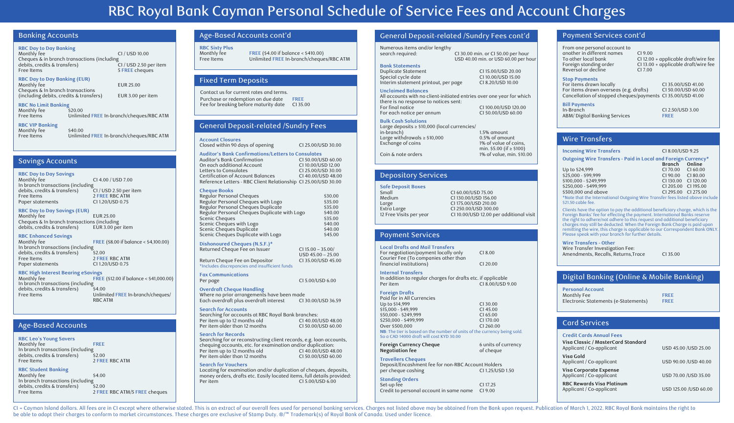# RBC Royal Bank Cayman Personal Schedule of Service Fees and Account Charges

## Banking Accounts

### RBC Day to Day Banking

| | |
|---|---|
| Monthly fee | CI / USD 10.00 |
| Cheques & in branch transactions (including debits, credits & transfers) | CI / USD 2.50 per item |
| Free Items | 5 FREE cheques |

### RBC Day to Day Banking (EUR)

| | |
|---|---|
| Monthly fee | EUR 25.00 |
| Cheques & In branch transactions (including debits, credits & transfers) | EUR 3.00 per item |

### RBC No Limit Banking

| | |
|---|---|
| Monthly fee | $20.00 |
| Free Items | Unlimited FREE In-branch/cheques/RBC ATM |

### RBC VIP Banking

| | |
|---|---|
| Monthly fee | $40.00 |
| Free Items | Unlimited FREE In-branch/cheques/RBC ATM |

## Savings Accounts

### RBC Day to Day Savings

| | |
|---|---|
| Monthly fee | CI 4.00 / USD 7.00 |
| In branch transactions (including debits, credits & transfers) | CI / USD 2.50 per item |
| Free Items | 2 FREE RBC ATM |
| Paper statements | CI 1.20/USD 0.75 |

### RBC Day to Day Savings (EUR)

| | |
|---|---|
| Monthly fee | EUR 25.00 |
| Cheques & In branch transactions (including debits, credits & transfers) | EUR 3.00 per item |

### RBC Enhanced Savings

| | |
|---|---|
| Monthly fee | FREE ($8.00 if balance < $4,100.00) |
| In branch transactions (including debits, credits & transfers) | $2.00 |
| Free Items | 2 FREE RBC ATM |
| Paper statements | CI 1.20/USD 0.75 |

### RBC High Interest Bearing eSavings

| | |
|---|---|
| Monthly fee | FREE ($12.00 if balance < $41,000.00) |
| In branch transactions (including debits, credits & transfers) | $4.00 |
| Free Items | Unlimited FREE In-branch/cheques/ RBC ATM |

## Age-Based Accounts

### RBC Leo's Young Savers

| | |
|---|---|
| Monthly fee | FREE |
| In branch transactions (including debits, credits & transfers) | $2.00 |
| Free Items | 2 FREE RBC ATM |

### RBC Student Banking

| | |
|---|---|
| Monthly fee | $4.00 |
| In branch transactions (including debits, credits & transfers) | $2.00 |
| Free Items | 2 FREE RBC ATM/5 FREE cheques |

## Age-Based Accounts cont'd

### RBC Sixty Plus

| | |
|---|---|
| Monthly fee | FREE ($4.00 if balance < $410.00) |
| Free Items | Unlimited FREE In-branch/cheques/RBC ATM |

## Fixed Term Deposits

Contact us for current rates and terms.

| | |
|---|---|
| Purchase or redemption on due date | FREE |
| Fee for breaking before maturity date | CI 35.00 |

## General Deposit-related /Sundry Fees

### Account Closures

| | |
|---|---|
| Closed within 90 days of opening | CI 25.00/USD 30.00 |

### Auditor's Bank Confirmations/Letters to Consulates

| | |
|---|---|
| Auditor's Bank Confirmation | CI 50.00/USD 60.00 |
| On each additional Account | CI 10.00/USD 12.00 |
| Letters to Consulates | CI 25.00/USD 30.00 |
| Certification of Account Balances | CI 40.00/USD 48.00 |
| Reference Letters - RBC Client Relationship | CI 25.00/USD 30.00 |

### Cheque Books

| | |
|---|---|
| Regular Personal Cheques | $30.00 |
| Regular Personal Cheques with Logo | $35.00 |
| Regular Personal Cheques Duplicate | $35.00 |
| Regular Personal Cheques Duplicate with Logo | $40.00 |
| Scenic Cheques | $35.00 |
| Scenic Cheques with Logo | $40.00 |
| Scenic Cheques Duplicate | $40.00 |
| Scenic Cheques Duplicate with Logo | $45.00 |

### Dishonoured Cheques (N.S.F.)*

| | |
|---|---|
| Returned Cheque Fee on Issuer | CI 15.00 – 35.00/ USD 45.00 – 25.00 |
| Return Cheque Fee on Depositor | CI 35.00/USD 45.00 |

*Includes discrepancies and insufficient funds

### Fax Communications

| | |
|---|---|
| Per page | CI 5.00/USD 6.00 |

### Overdraft Cheque Handling

Where no prior arrangements have been made

| | |
|---|---|
| Each overdraft plus overdraft interest | CI 30.00/USD 36.59 |

### Search for Accounts

Searching for accounts at RBC Royal Bank branches:

| | |
|---|---|
| Per item up to 12 months old | CI 40.00/USD 48.00 |
| Per item older than 12 months | CI 50.00/USD 60.00 |

### Search for Records

Searching for or reconstructing client records, e.g. loan accounts, chequing accounts, etc. for examination and/or duplication:

| | |
|---|---|
| Per item up to 12 months old | CI 40.00/USD 48.00 |
| Per item older than 12 months | CI 50.00/USD 60.00 |

### Search for Vouchers

Locating for examination and/or duplication of cheques, deposits, money orders, drafts etc. Easily located items, full details provided:

| | |
|---|---|
| Per item | CI 5.00/USD 6.00 |

## General Deposit-related /Sundry Fees cont'd

| | |
|---|---|
| Numerous items and/or lengthy search required: | CI 30.00 min. or CI 50.00 per hour USD 40.00 min. or USD 60.00 per hour |

### Bank Statements

| | |
|---|---|
| Duplicate Statement | CI 15.00/USD 20.00 |
| Special cycle date | CI 10.00/USD 15.00 |
| Interim statement printout, per page | CI 8.20/USD 10.00 |

### Unclaimed Balances

All accounts with no client-initiated entries over one year for which there is no response to notices sent:

| | |
|---|---|
| For final notice | CI 100.00/USD 120.00 |
| For each notice per annum | CI 50.00/USD 60.00 |

### Bulk Cash Solutions

| | |
|---|---|
| Large deposits ≥ $10,000 (local currencies/ in-branch) | 1.5% amount |
| Large withdrawals ≥ $10,000 | 0.5% of amount |
| Exchange of coins | 1% of value of coins, min. $5.00 (if ≥ $100) |
| Coin & note orders | 1% of value, min. $10.00 |

## Depository Services

### Safe Deposit Boxes

| | |
|---|---|
| Small | CI 60.00/USD 75.00 |
| Medium | CI 130.00/USD 156.00 |
| Large | CI 175.00/USD 210.00 |
| Extra Large | CI 250.00/USD 300.00 |
| 12 Free Visits per year | CI 10.00/USD 12.00 per additional visit |

## Payment Services

### Local Drafts and Mail Transfers

| | |
|---|---|
| For negotiation/payment locally only | CI 8.00 |
| Courier Fee (To companies other than financial institutions) | CI 20.00 |

### Internal Transfers

In addition to regular charges for drafts etc. if applicable

| | |
|---|---|
| Per item | CI 8.00/USD 9.00 |

### Foreign Drafts

Paid for in All Currencies

| | |
|---|---|
| Up to $14,999 | CI 30.00 |
| $15,000 - $49,999 | CI 45.00 |
| $50,000 - $249,999 | CI 65.00 |
| $250,000 - $499,999 | CI 170.00 |
| Over $500,000 | CI 260.00 |

NB: The tier is based on the number of units of the currency being sold. So a CAD 14000 draft will cost KYD 30.00

| | |
|---|---|
| **Foreign Currency Cheque Negotiation fee** | 6 units of currency of cheque |

### Travellers Cheques

Deposit/Encashment fee for non-RBC Account Holders

| | |
|---|---|
| per cheque cashing | CI 1.25/USD 1.50 |

### Standing Orders

| | |
|---|---|
| Set-up fee | CI 17.25 |
| Credit to personal account in same name | CI 9.00 |

## Payment Services cont'd

From one personal account to another in different names

| | |
|---|---|
| From one personal account to another in different names | CI 9.00 |
| To other local bank | CI 12.00 + applicable draft/wire fee |
| Foreign standing order | CI 13.00 + applicable draft/wire fee |
| Reversal or decline | CI 7.00 |

### Stop Payments

| | |
|---|---|
| For items drawn locally | CI 35.00/USD 41.00 |
| For items drawn overseas (e.g. drafts) | CI 50.00/USD 60.00 |
| Cancellation of stopped cheques/payments | CI 35.00/USD 41.00 |

### Bill Payments

| | |
|---|---|
| In-Branch | CI 2.50/USD 3.00 |
| ABM/ Digital Banking Services | FREE |

## Wire Transfers

| | |
|---|---|
| **Incoming Wire Transfers** | CI 8.00/USD 9.25 |

### Outgoing Wire Transfers - Paid in Local and Foreign Currency*

| | Branch | Online |
|---|---|---|
| Up to $24,999 | CI 70.00 | CI 60.00 |
| $25,000 - $99,999 | CI 90.00 | CI 80.00 |
| $100,000 - $249,999 | CI 130.00 | CI 120.00 |
| $250,000 - $499,999 | CI 205.00 | CI 195.00 |
| $500,000 and above | CI 295.00 | CI 275.00 |

*Note that the International Outgoing Wire Transfer fees listed above include $21.50 cable fee.

Clients have the option to pay the additional beneficiary charge, which is the Foreign Banks' fee for effecting the payment. International Banks reserve the right to adhere/not adhere to this request and additional beneficiary charges may still be deducted. When the Foreign Bank Charge is paid upon remitting the wire, this charge is applicable to our Correspondent Bank ONLY. Please speak with your branch for further details.

### Wire Transfers - Other

Wire Transfer Investigation Fee:

| | |
|---|---|
| Amendments, Recalls, Returns,Trace | CI 35.00 |

## Digital Banking (Online & Mobile Banking)

### Personal Account

| | |
|---|---|
| Monthly Fee | FREE |
| Electronic Statements (e-Statements) | FREE |

## Card Services

### Credit Cards Annual Fees

| | |
|---|---|
| **Visa Classic / MasterCard Standard** Applicant / Co-applicant | USD 45.00 /USD 25.00 |
| **Visa Gold** Applicant / Co-applicant | USD 90.00 /USD 40.00 |
| **Visa Corporate Expense** Applicant / Co-applicant | USD 70.00 /USD 35.00 |
| **RBC Rewards Visa Platinum** Applicant / Co-applicant | USD 125.00 /USD 60.00 |

CI = Cayman Island dollars. All fees are in CI except where otherwise stated. This is an extract of our overall fees used for personal banking services. Charges not listed above may be obtained from the Bank upon request. Publication of March 1, 2022. RBC Royal Bank maintains the right to be able to adapt their charges to conform to market circumstances. These charges are exclusive of Stamp Duty. ®/™ Trademark(s) of Royal Bank of Canada. Used under licence.